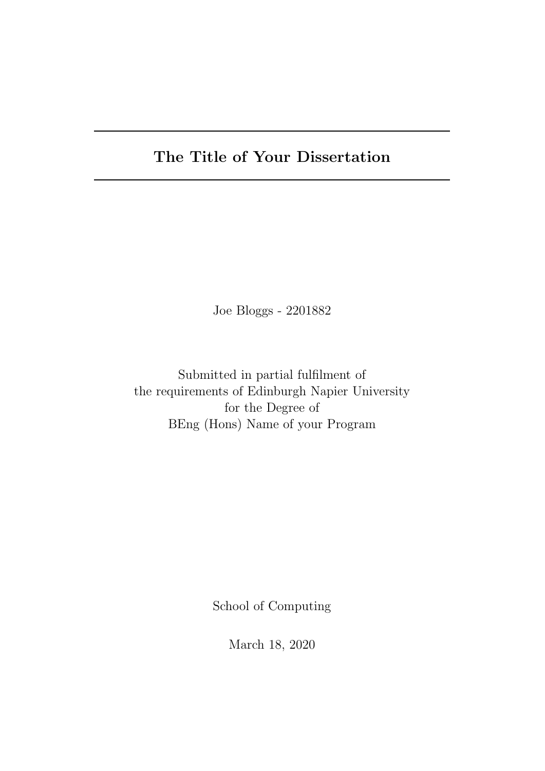---

# The Title of Your Dissertation

---

Joe Bloggs - 2201882

Submitted in partial fulfilment of
the requirements of Edinburgh Napier University
for the Degree of
BEng (Hons) Name of your Program

School of Computing

March 18, 2020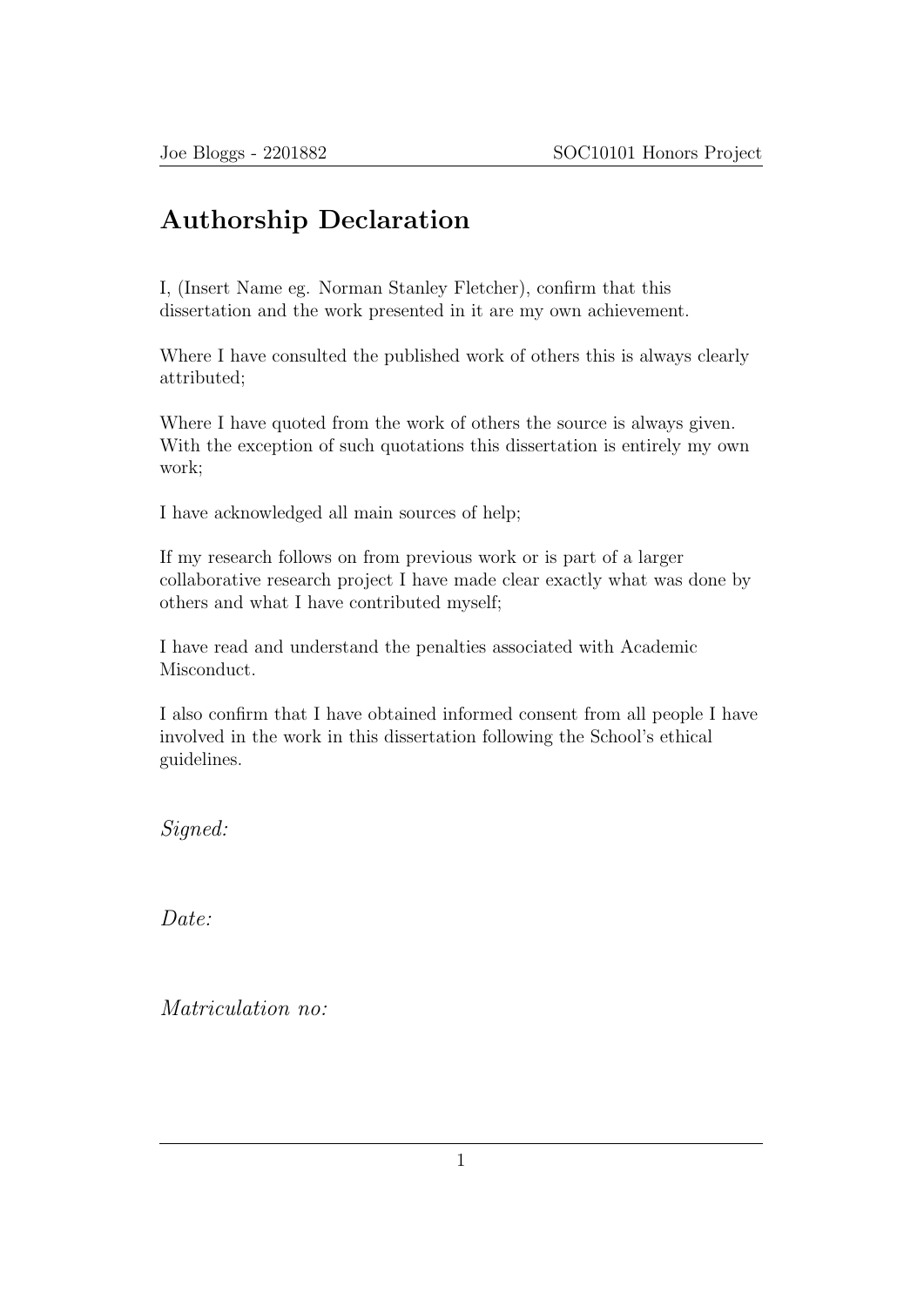# Authorship Declaration

I, (Insert Name eg. Norman Stanley Fletcher), confirm that this dissertation and the work presented in it are my own achievement.

Where I have consulted the published work of others this is always clearly attributed;

Where I have quoted from the work of others the source is always given. With the exception of such quotations this dissertation is entirely my own work;

I have acknowledged all main sources of help;

If my research follows on from previous work or is part of a larger collaborative research project I have made clear exactly what was done by others and what I have contributed myself;

I have read and understand the penalties associated with Academic Misconduct.

I also confirm that I have obtained informed consent from all people I have involved in the work in this dissertation following the School's ethical guidelines.

*Signed:*

*Date:*

*Matriculation no:*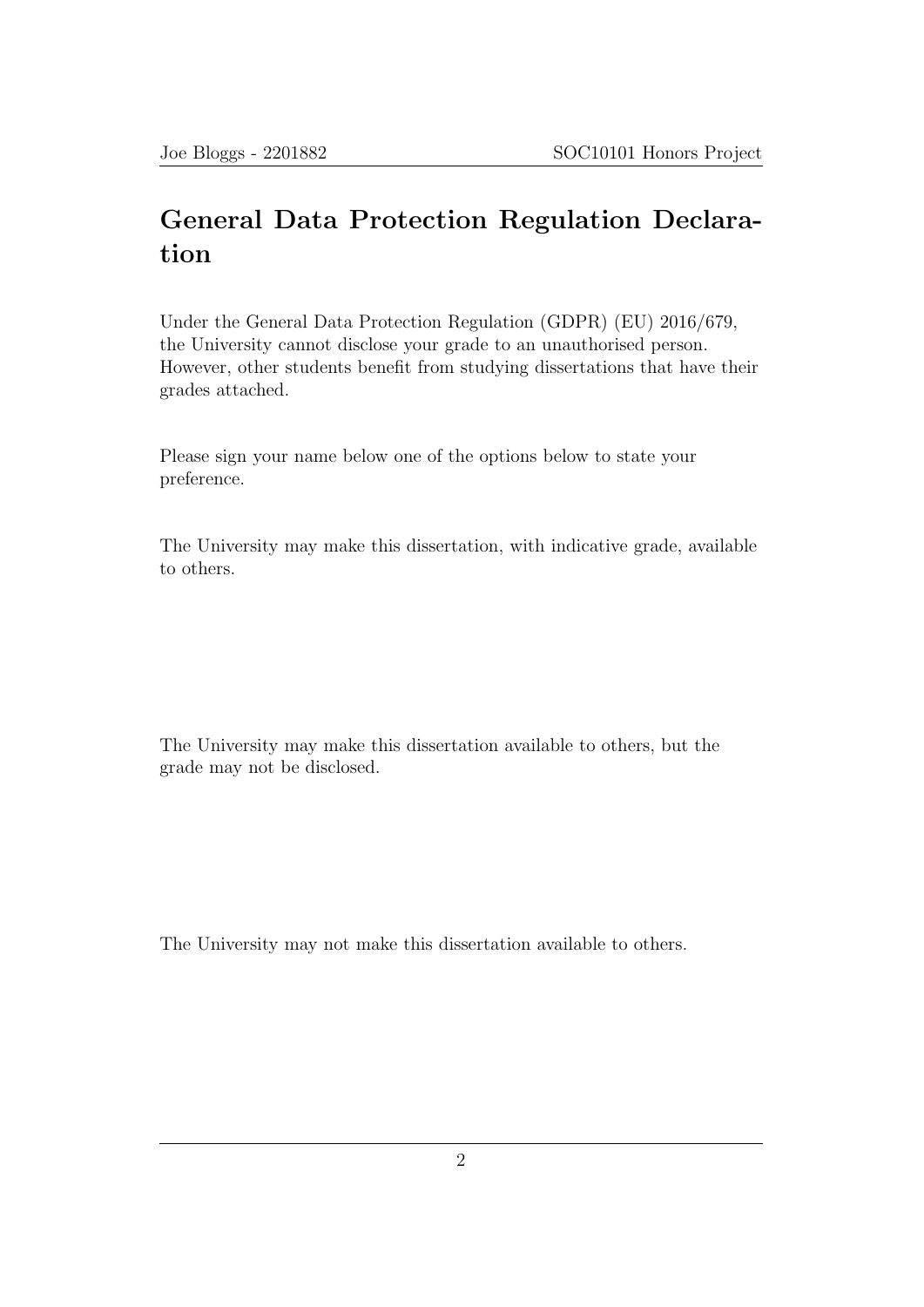## General Data Protection Regulation Declaration

Under the General Data Protection Regulation (GDPR) (EU) 2016/679, the University cannot disclose your grade to an unauthorised person. However, other students benefit from studying dissertations that have their grades attached.

Please sign your name below one of the options below to state your preference.

The University may make this dissertation, with indicative grade, available to others.

The University may make this dissertation available to others, but the grade may not be disclosed.

The University may not make this dissertation available to others.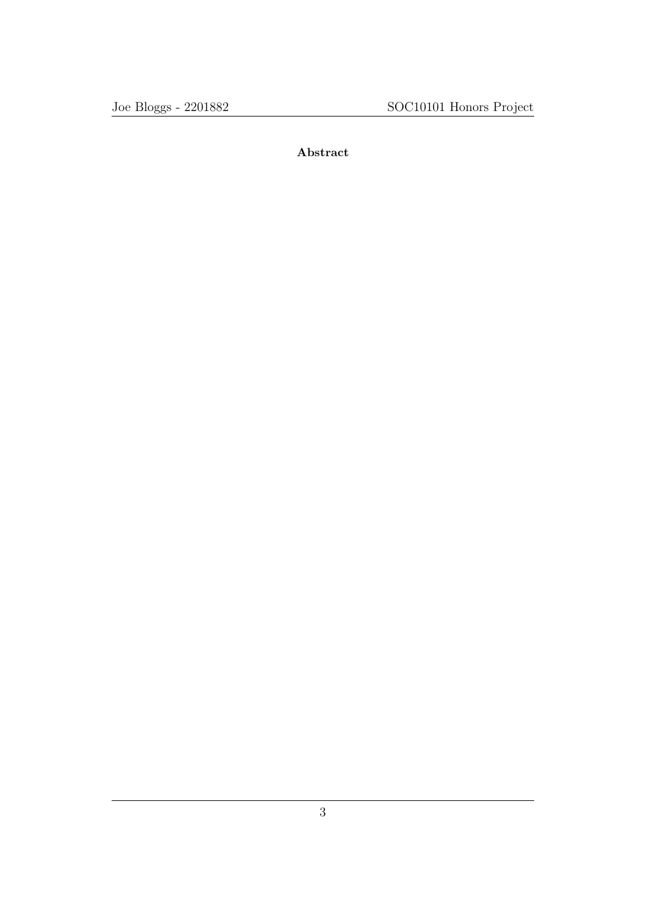**Abstract**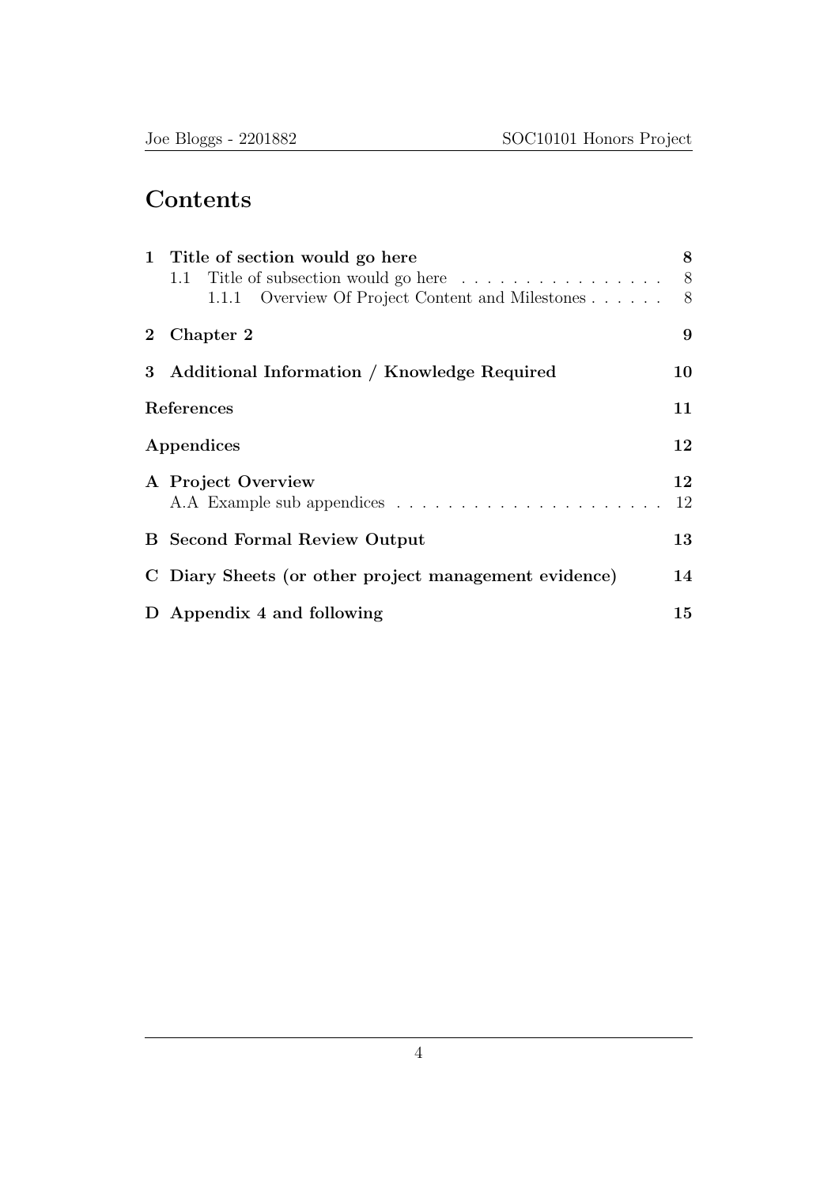# Contents

1 Title of section would go here ... 8
- 1.1 Title of subsection would go here ... 8
  - 1.1.1 Overview Of Project Content and Milestones ... 8

2 Chapter 2 ... 9

3 Additional Information / Knowledge Required ... 10

References ... 11

Appendices ... 12

A Project Overview ... 12
- A.A Example sub appendices ... 12

B Second Formal Review Output ... 13

C Diary Sheets (or other project management evidence) ... 14

D Appendix 4 and following ... 15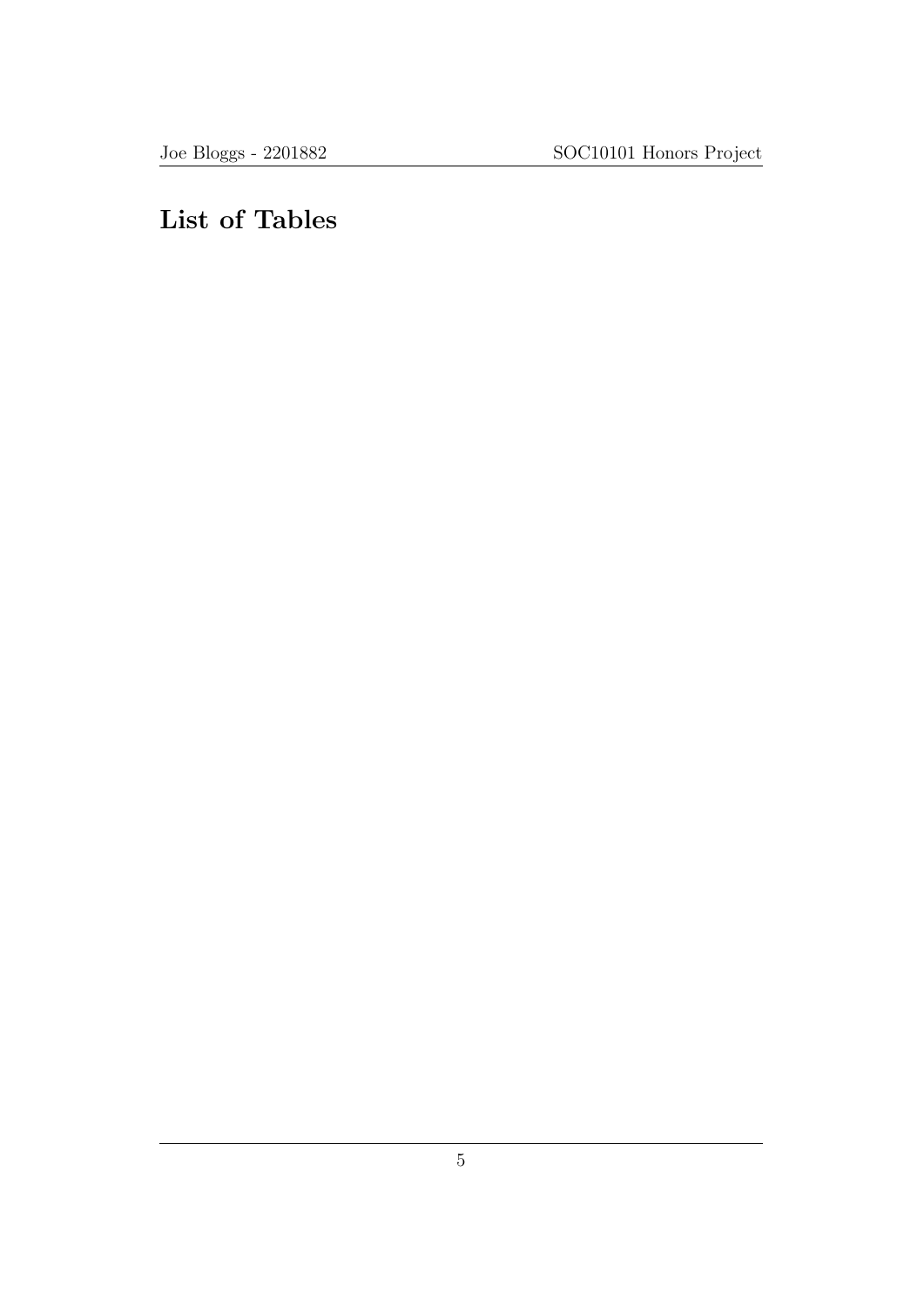# List of Tables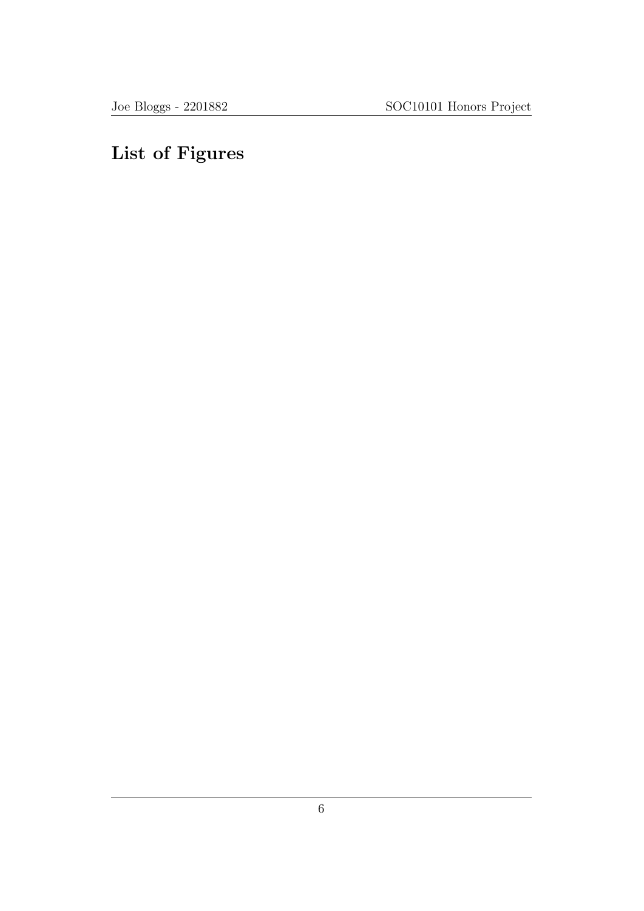# List of Figures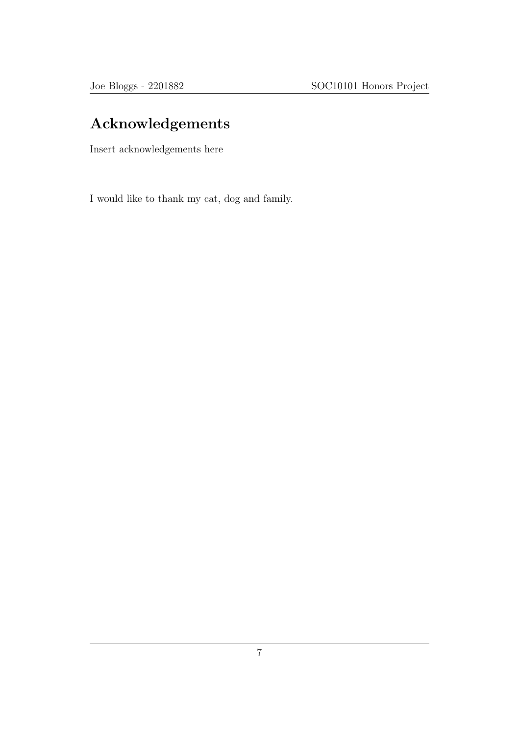# Acknowledgements

Insert acknowledgements here

I would like to thank my cat, dog and family.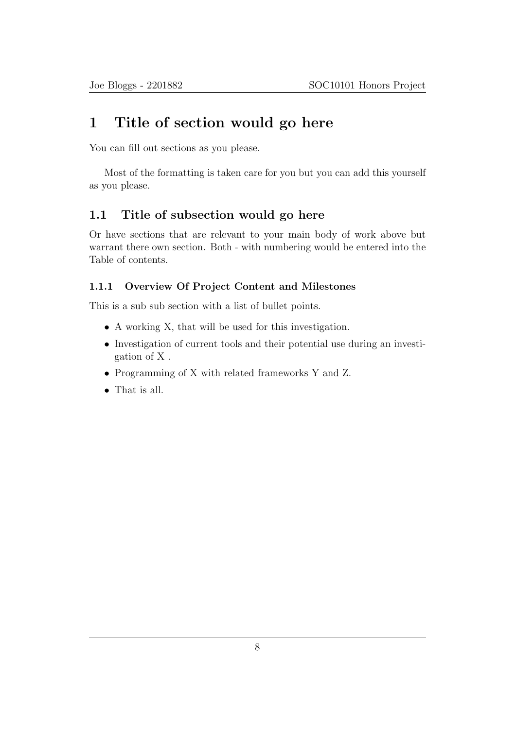# 1 Title of section would go here

You can fill out sections as you please.

Most of the formatting is taken care for you but you can add this yourself as you please.

## 1.1 Title of subsection would go here

Or have sections that are relevant to your main body of work above but warrant there own section. Both - with numbering would be entered into the Table of contents.

### 1.1.1 Overview Of Project Content and Milestones

This is a sub sub section with a list of bullet points.

- A working X, that will be used for this investigation.
- Investigation of current tools and their potential use during an investigation of X .
- Programming of X with related frameworks Y and Z.
- That is all.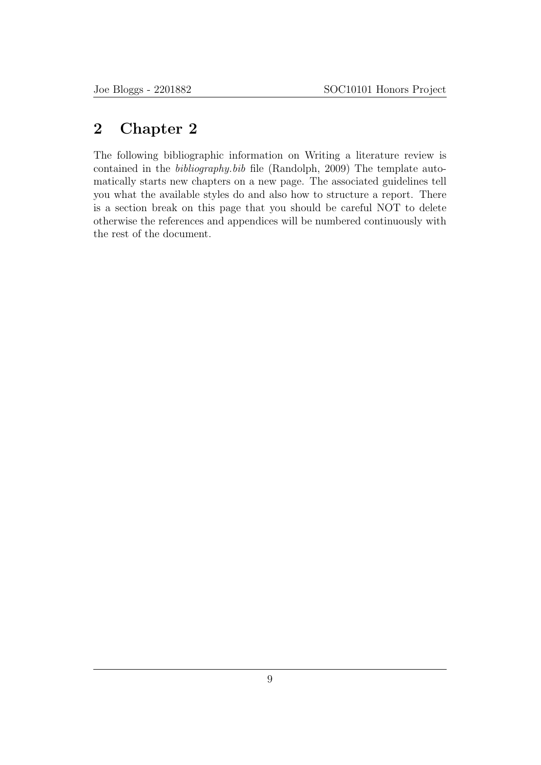# 2 Chapter 2

The following bibliographic information on Writing a literature review is contained in the *bibliography.bib* file (Randolph, 2009) The template automatically starts new chapters on a new page. The associated guidelines tell you what the available styles do and also how to structure a report. There is a section break on this page that you should be careful NOT to delete otherwise the references and appendices will be numbered continuously with the rest of the document.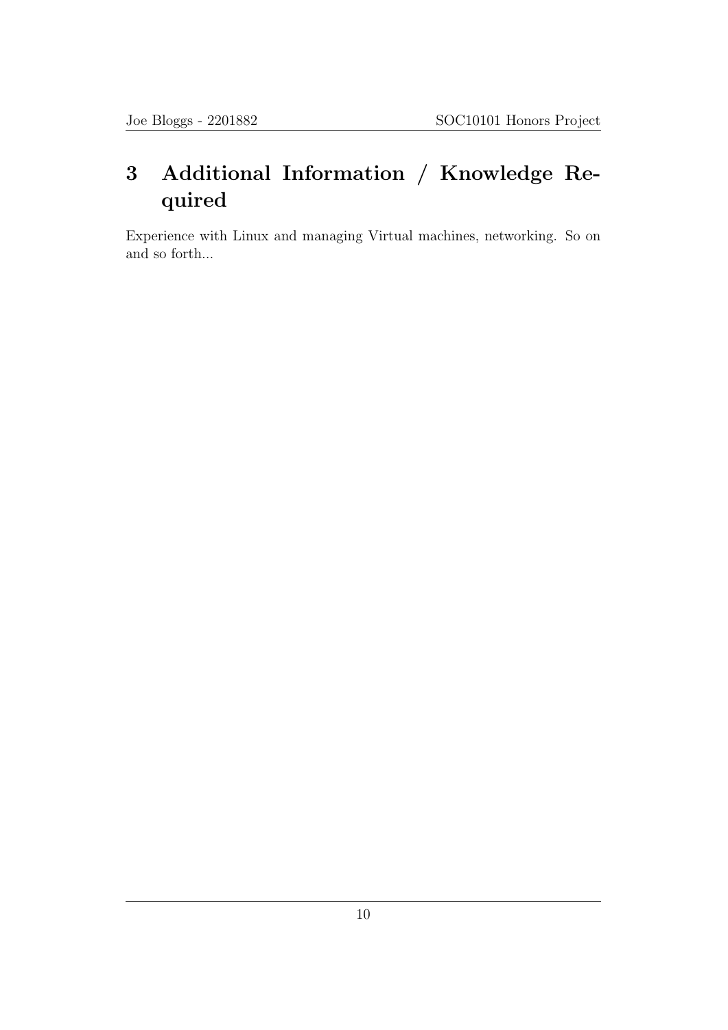# 3 Additional Information / Knowledge Required

Experience with Linux and managing Virtual machines, networking. So on and so forth...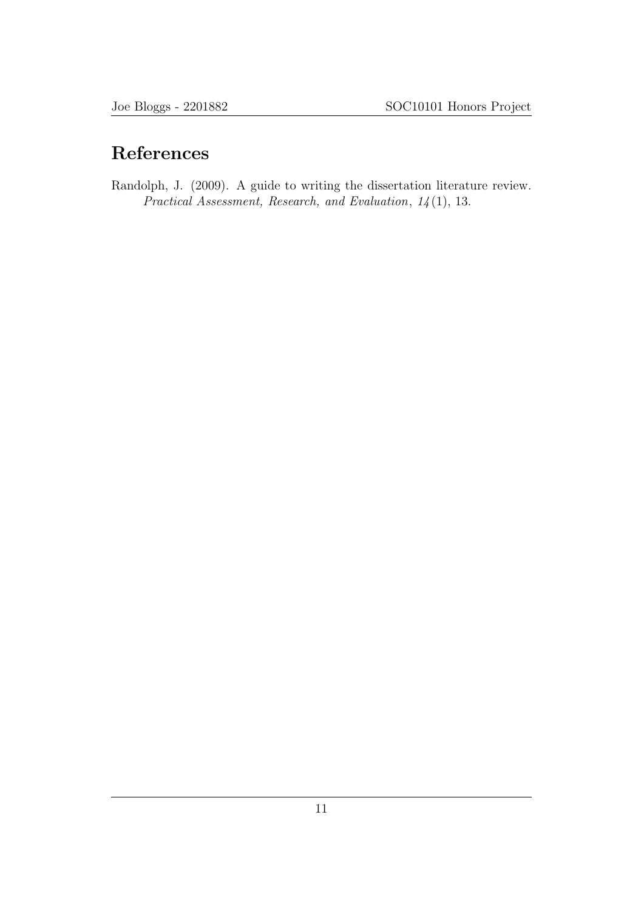# References

Randolph, J. (2009). A guide to writing the dissertation literature review. *Practical Assessment, Research, and Evaluation*, *14*(1), 13.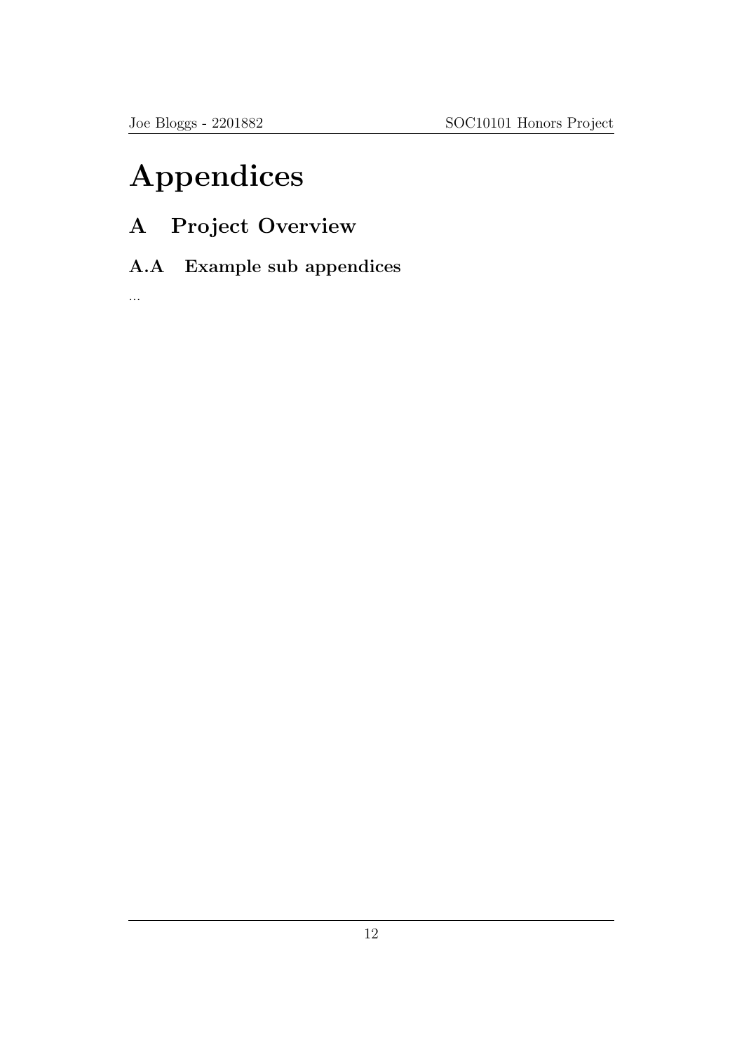# Appendices

## A Project Overview

### A.A Example sub appendices

...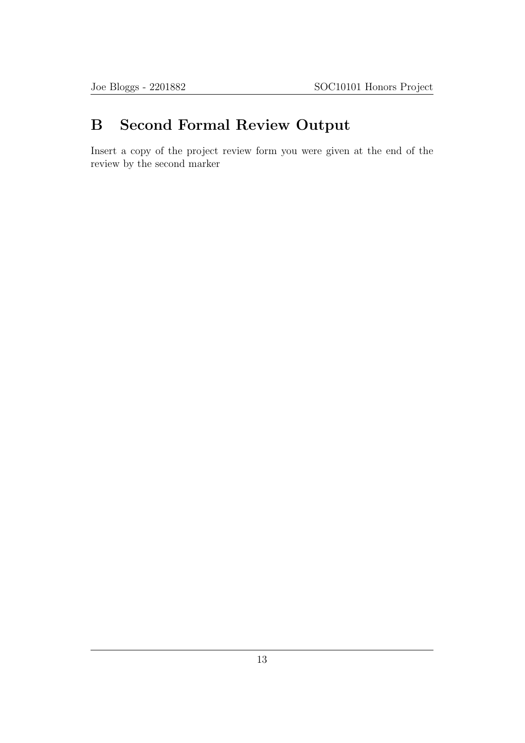# B Second Formal Review Output

Insert a copy of the project review form you were given at the end of the review by the second marker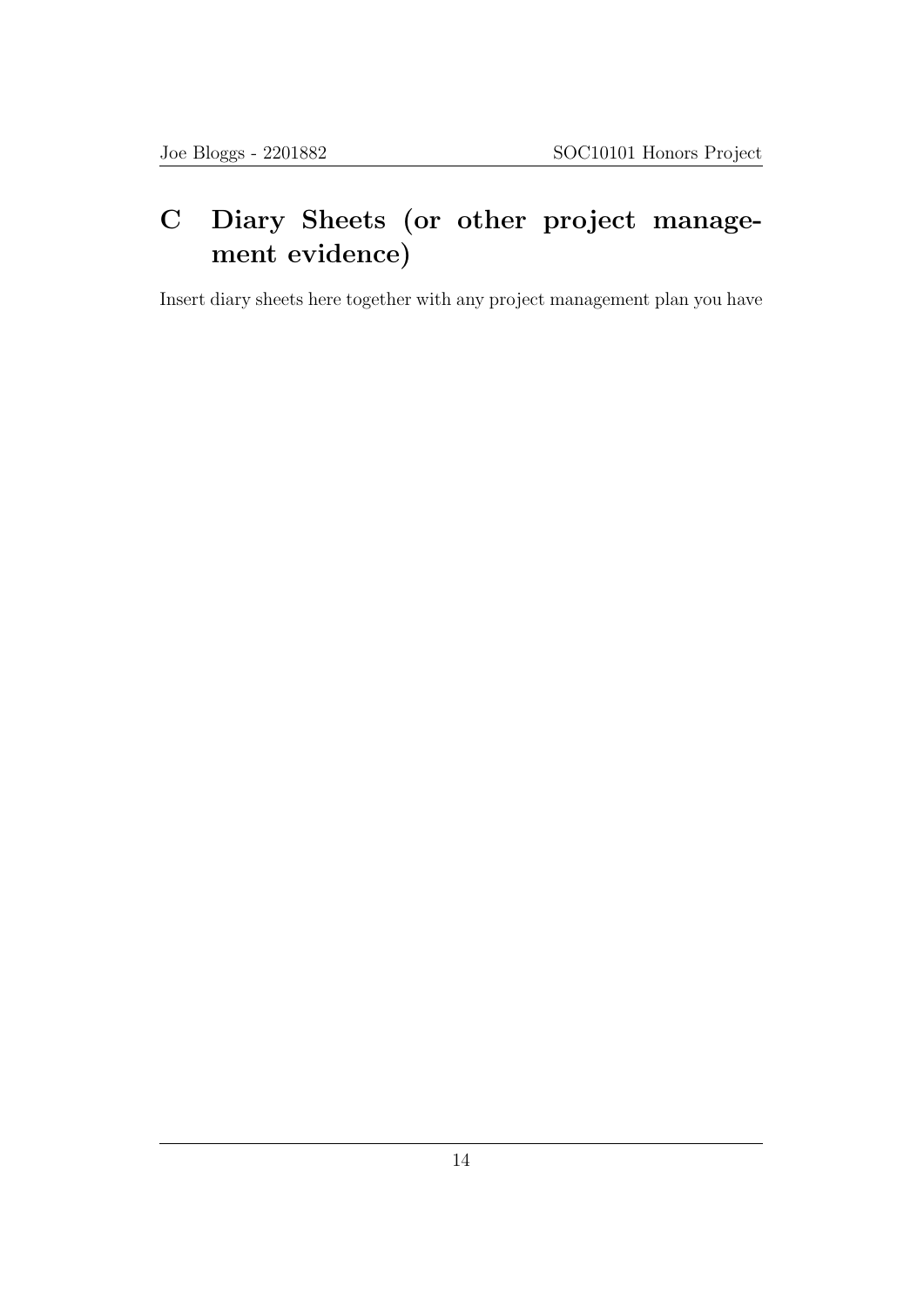# C Diary Sheets (or other project management evidence)

Insert diary sheets here together with any project management plan you have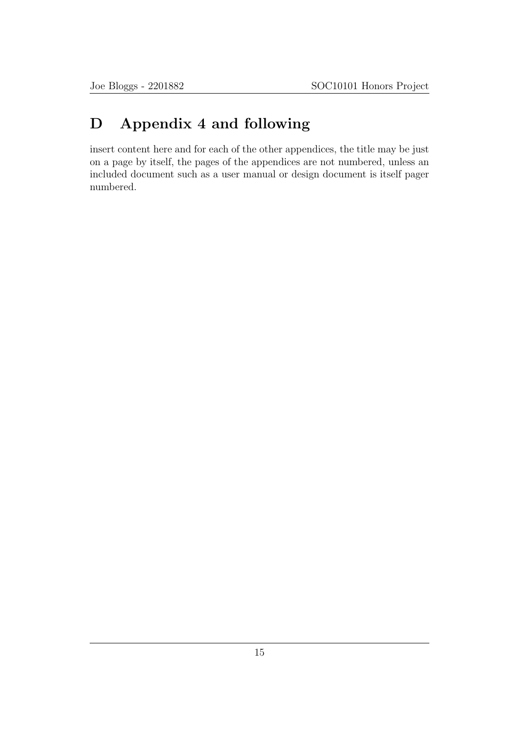# D Appendix 4 and following

insert content here and for each of the other appendices, the title may be just on a page by itself, the pages of the appendices are not numbered, unless an included document such as a user manual or design document is itself pager numbered.